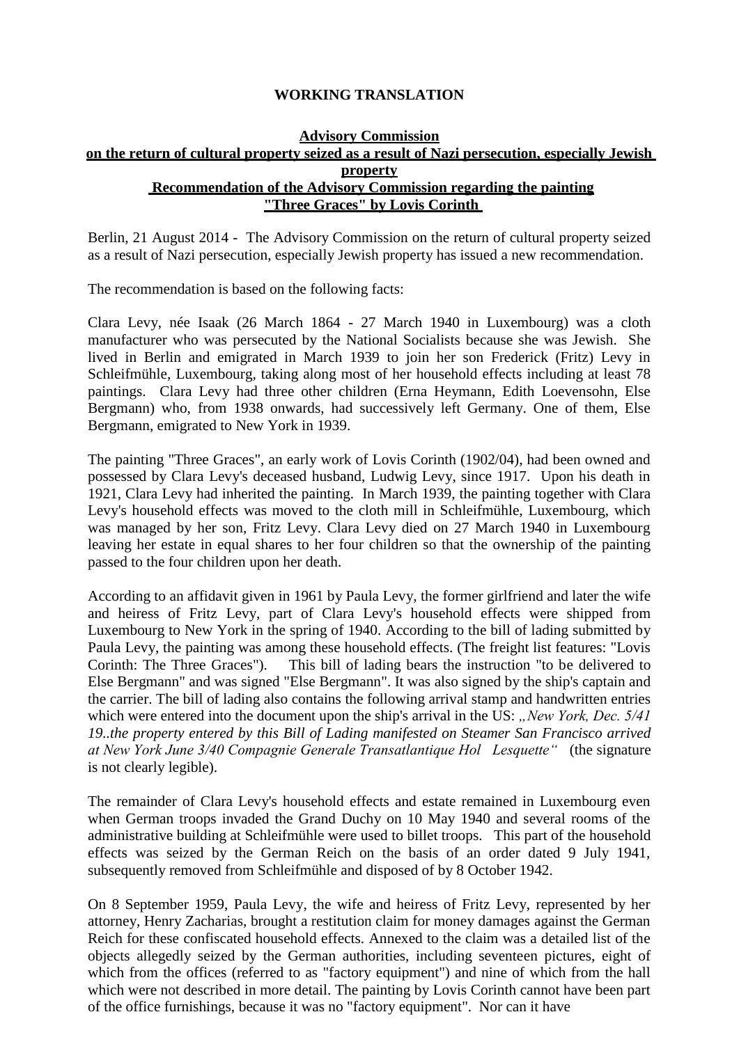**WORKING TRANSLATION**

**Advisory Commission on the return of cultural property seized as a result of Nazi persecution, especially Jewish property**

**Recommendation of the Advisory Commission regarding the painting "Three Graces" by Lovis Corinth**

Berlin, 21 August 2014 - The Advisory Commission on the return of cultural property seized as a result of Nazi persecution, especially Jewish property has issued a new recommendation.

The recommendation is based on the following facts:

Clara Levy, née Isaak (26 March 1864 - 27 March 1940 in Luxembourg) was a cloth manufacturer who was persecuted by the National Socialists because she was Jewish. She lived in Berlin and emigrated in March 1939 to join her son Frederick (Fritz) Levy in Schleifmühle, Luxembourg, taking along most of her household effects including at least 78 paintings. Clara Levy had three other children (Erna Heymann, Edith Loevensohn, Else Bergmann) who, from 1938 onwards, had successively left Germany. One of them, Else Bergmann, emigrated to New York in 1939.

The painting "Three Graces", an early work of Lovis Corinth (1902/04), had been owned and possessed by Clara Levy's deceased husband, Ludwig Levy, since 1917. Upon his death in 1921, Clara Levy had inherited the painting. In March 1939, the painting together with Clara Levy's household effects was moved to the cloth mill in Schleifmühle, Luxembourg, which was managed by her son, Fritz Levy. Clara Levy died on 27 March 1940 in Luxembourg leaving her estate in equal shares to her four children so that the ownership of the painting passed to the four children upon her death.

According to an affidavit given in 1961 by Paula Levy, the former girlfriend and later the wife and heiress of Fritz Levy, part of Clara Levy's household effects were shipped from Luxembourg to New York in the spring of 1940. According to the bill of lading submitted by Paula Levy, the painting was among these household effects. (The freight list features: "Lovis Corinth: The Three Graces"). This bill of lading bears the instruction "to be delivered to Else Bergmann" and was signed "Else Bergmann". It was also signed by the ship's captain and the carrier. The bill of lading also contains the following arrival stamp and handwritten entries which were entered into the document upon the ship's arrival in the US: *„New York, Dec. 5/41 19..the property entered by this Bill of Lading manifested on Steamer San Francisco arrived at New York June 3/40 Compagnie Generale Transatlantique Hol Lesquette"* (the signature is not clearly legible).

The remainder of Clara Levy's household effects and estate remained in Luxembourg even when German troops invaded the Grand Duchy on 10 May 1940 and several rooms of the administrative building at Schleifmühle were used to billet troops. This part of the household effects was seized by the German Reich on the basis of an order dated 9 July 1941, subsequently removed from Schleifmühle and disposed of by 8 October 1942.

On 8 September 1959, Paula Levy, the wife and heiress of Fritz Levy, represented by her attorney, Henry Zacharias, brought a restitution claim for money damages against the German Reich for these confiscated household effects. Annexed to the claim was a detailed list of the objects allegedly seized by the German authorities, including seventeen pictures, eight of which from the offices (referred to as "factory equipment") and nine of which from the hall which were not described in more detail. The painting by Lovis Corinth cannot have been part of the office furnishings, because it was no "factory equipment". Nor can it have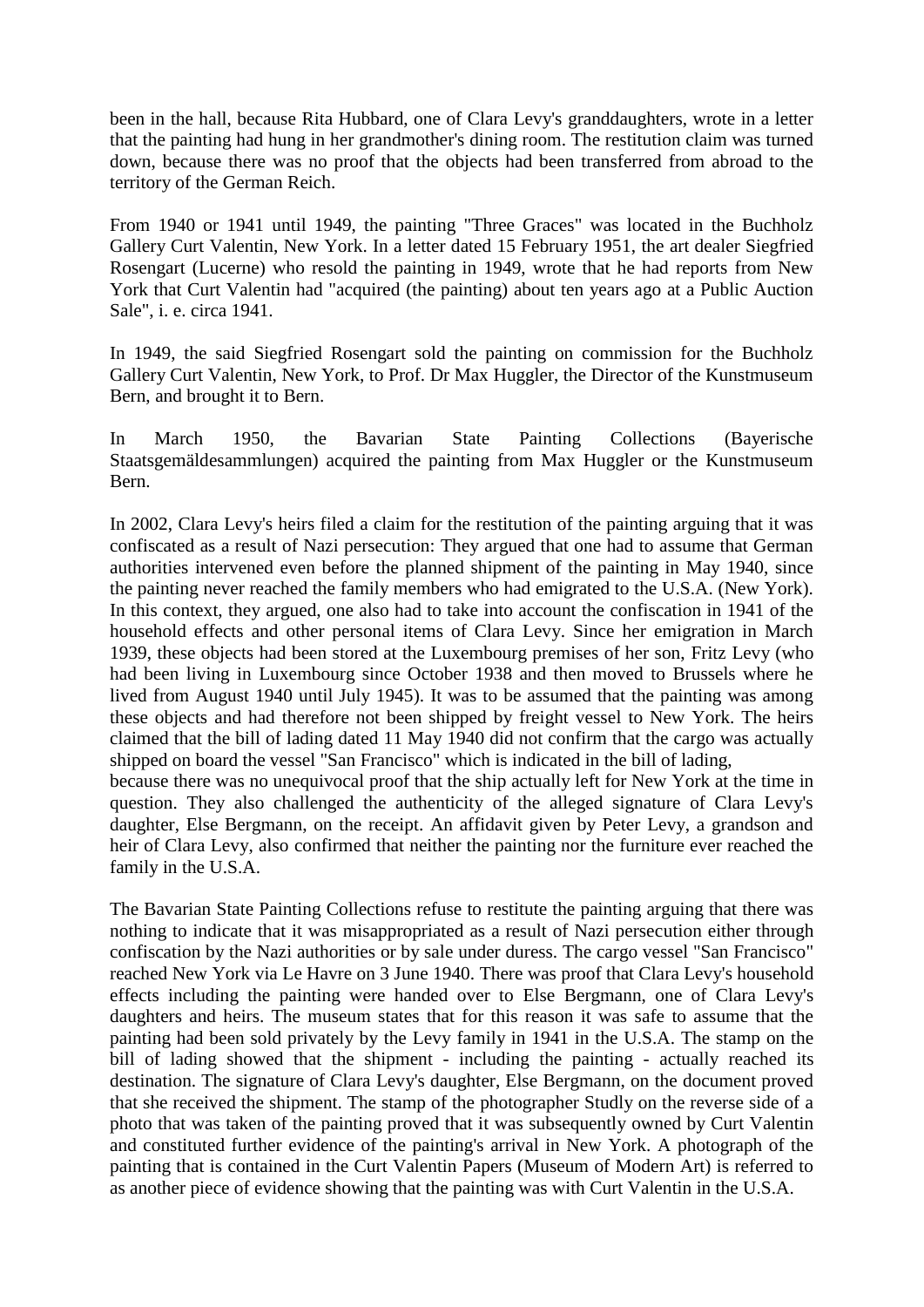been in the hall, because Rita Hubbard, one of Clara Levy's granddaughters, wrote in a letter that the painting had hung in her grandmother's dining room. The restitution claim was turned down, because there was no proof that the objects had been transferred from abroad to the territory of the German Reich.

From 1940 or 1941 until 1949, the painting "Three Graces" was located in the Buchholz Gallery Curt Valentin, New York. In a letter dated 15 February 1951, the art dealer Siegfried Rosengart (Lucerne) who resold the painting in 1949, wrote that he had reports from New York that Curt Valentin had "acquired (the painting) about ten years ago at a Public Auction Sale", i. e. circa 1941.

In 1949, the said Siegfried Rosengart sold the painting on commission for the Buchholz Gallery Curt Valentin, New York, to Prof. Dr Max Huggler, the Director of the Kunstmuseum Bern, and brought it to Bern.

In March 1950, the Bavarian State Painting Collections (Bayerische Staatsgemäldesammlungen) acquired the painting from Max Huggler or the Kunstmuseum Bern.

In 2002, Clara Levy's heirs filed a claim for the restitution of the painting arguing that it was confiscated as a result of Nazi persecution: They argued that one had to assume that German authorities intervened even before the planned shipment of the painting in May 1940, since the painting never reached the family members who had emigrated to the U.S.A. (New York). In this context, they argued, one also had to take into account the confiscation in 1941 of the household effects and other personal items of Clara Levy. Since her emigration in March 1939, these objects had been stored at the Luxembourg premises of her son, Fritz Levy (who had been living in Luxembourg since October 1938 and then moved to Brussels where he lived from August 1940 until July 1945). It was to be assumed that the painting was among these objects and had therefore not been shipped by freight vessel to New York. The heirs claimed that the bill of lading dated 11 May 1940 did not confirm that the cargo was actually shipped on board the vessel "San Francisco" which is indicated in the bill of lading, because there was no unequivocal proof that the ship actually left for New York at the time in question. They also challenged the authenticity of the alleged signature of Clara Levy's daughter, Else Bergmann, on the receipt. An affidavit given by Peter Levy, a grandson and heir of Clara Levy, also confirmed that neither the painting nor the furniture ever reached the family in the U.S.A.

The Bavarian State Painting Collections refuse to restitute the painting arguing that there was nothing to indicate that it was misappropriated as a result of Nazi persecution either through confiscation by the Nazi authorities or by sale under duress. The cargo vessel "San Francisco" reached New York via Le Havre on 3 June 1940. There was proof that Clara Levy's household effects including the painting were handed over to Else Bergmann, one of Clara Levy's daughters and heirs. The museum states that for this reason it was safe to assume that the painting had been sold privately by the Levy family in 1941 in the U.S.A. The stamp on the bill of lading showed that the shipment - including the painting - actually reached its destination. The signature of Clara Levy's daughter, Else Bergmann, on the document proved that she received the shipment. The stamp of the photographer Studly on the reverse side of a photo that was taken of the painting proved that it was subsequently owned by Curt Valentin and constituted further evidence of the painting's arrival in New York. A photograph of the painting that is contained in the Curt Valentin Papers (Museum of Modern Art) is referred to as another piece of evidence showing that the painting was with Curt Valentin in the U.S.A.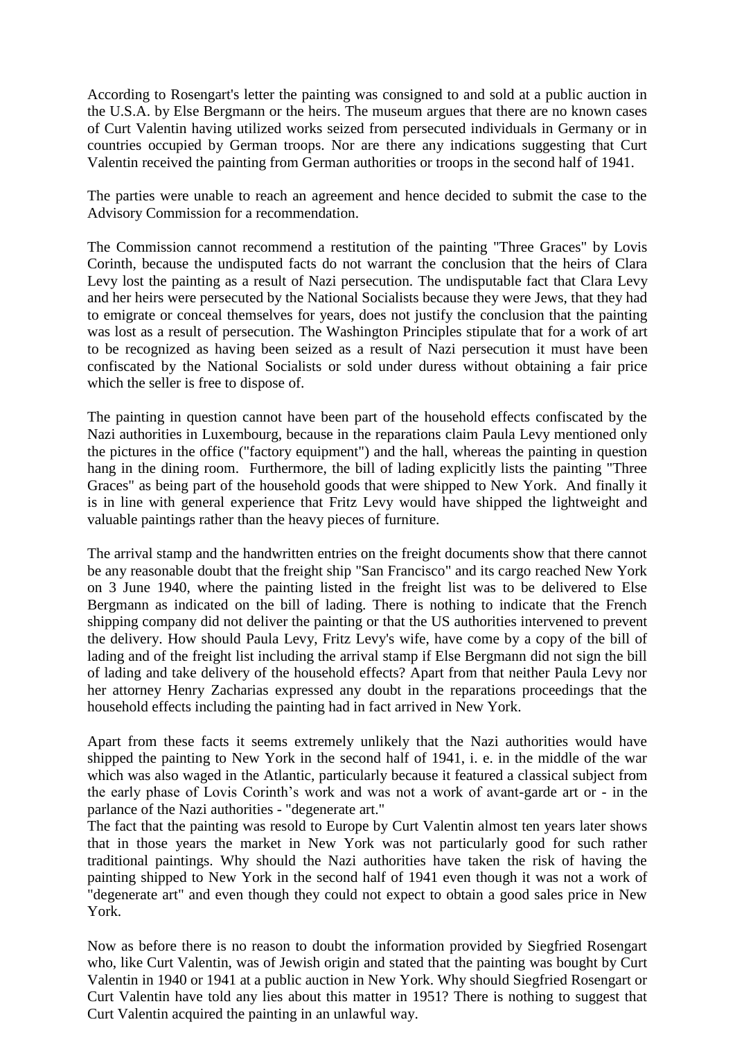According to Rosengart's letter the painting was consigned to and sold at a public auction in the U.S.A. by Else Bergmann or the heirs. The museum argues that there are no known cases of Curt Valentin having utilized works seized from persecuted individuals in Germany or in countries occupied by German troops. Nor are there any indications suggesting that Curt Valentin received the painting from German authorities or troops in the second half of 1941.

The parties were unable to reach an agreement and hence decided to submit the case to the Advisory Commission for a recommendation.

The Commission cannot recommend a restitution of the painting "Three Graces" by Lovis Corinth, because the undisputed facts do not warrant the conclusion that the heirs of Clara Levy lost the painting as a result of Nazi persecution. The undisputable fact that Clara Levy and her heirs were persecuted by the National Socialists because they were Jews, that they had to emigrate or conceal themselves for years, does not justify the conclusion that the painting was lost as a result of persecution. The Washington Principles stipulate that for a work of art to be recognized as having been seized as a result of Nazi persecution it must have been confiscated by the National Socialists or sold under duress without obtaining a fair price which the seller is free to dispose of.

The painting in question cannot have been part of the household effects confiscated by the Nazi authorities in Luxembourg, because in the reparations claim Paula Levy mentioned only the pictures in the office ("factory equipment") and the hall, whereas the painting in question hang in the dining room. Furthermore, the bill of lading explicitly lists the painting "Three Graces" as being part of the household goods that were shipped to New York. And finally it is in line with general experience that Fritz Levy would have shipped the lightweight and valuable paintings rather than the heavy pieces of furniture.

The arrival stamp and the handwritten entries on the freight documents show that there cannot be any reasonable doubt that the freight ship "San Francisco" and its cargo reached New York on 3 June 1940, where the painting listed in the freight list was to be delivered to Else Bergmann as indicated on the bill of lading. There is nothing to indicate that the French shipping company did not deliver the painting or that the US authorities intervened to prevent the delivery. How should Paula Levy, Fritz Levy's wife, have come by a copy of the bill of lading and of the freight list including the arrival stamp if Else Bergmann did not sign the bill of lading and take delivery of the household effects? Apart from that neither Paula Levy nor her attorney Henry Zacharias expressed any doubt in the reparations proceedings that the household effects including the painting had in fact arrived in New York.

Apart from these facts it seems extremely unlikely that the Nazi authorities would have shipped the painting to New York in the second half of 1941, i. e. in the middle of the war which was also waged in the Atlantic, particularly because it featured a classical subject from the early phase of Lovis Corinth's work and was not a work of avant-garde art or - in the parlance of the Nazi authorities - "degenerate art."

The fact that the painting was resold to Europe by Curt Valentin almost ten years later shows that in those years the market in New York was not particularly good for such rather traditional paintings. Why should the Nazi authorities have taken the risk of having the painting shipped to New York in the second half of 1941 even though it was not a work of "degenerate art" and even though they could not expect to obtain a good sales price in New York.

Now as before there is no reason to doubt the information provided by Siegfried Rosengart who, like Curt Valentin, was of Jewish origin and stated that the painting was bought by Curt Valentin in 1940 or 1941 at a public auction in New York. Why should Siegfried Rosengart or Curt Valentin have told any lies about this matter in 1951? There is nothing to suggest that Curt Valentin acquired the painting in an unlawful way.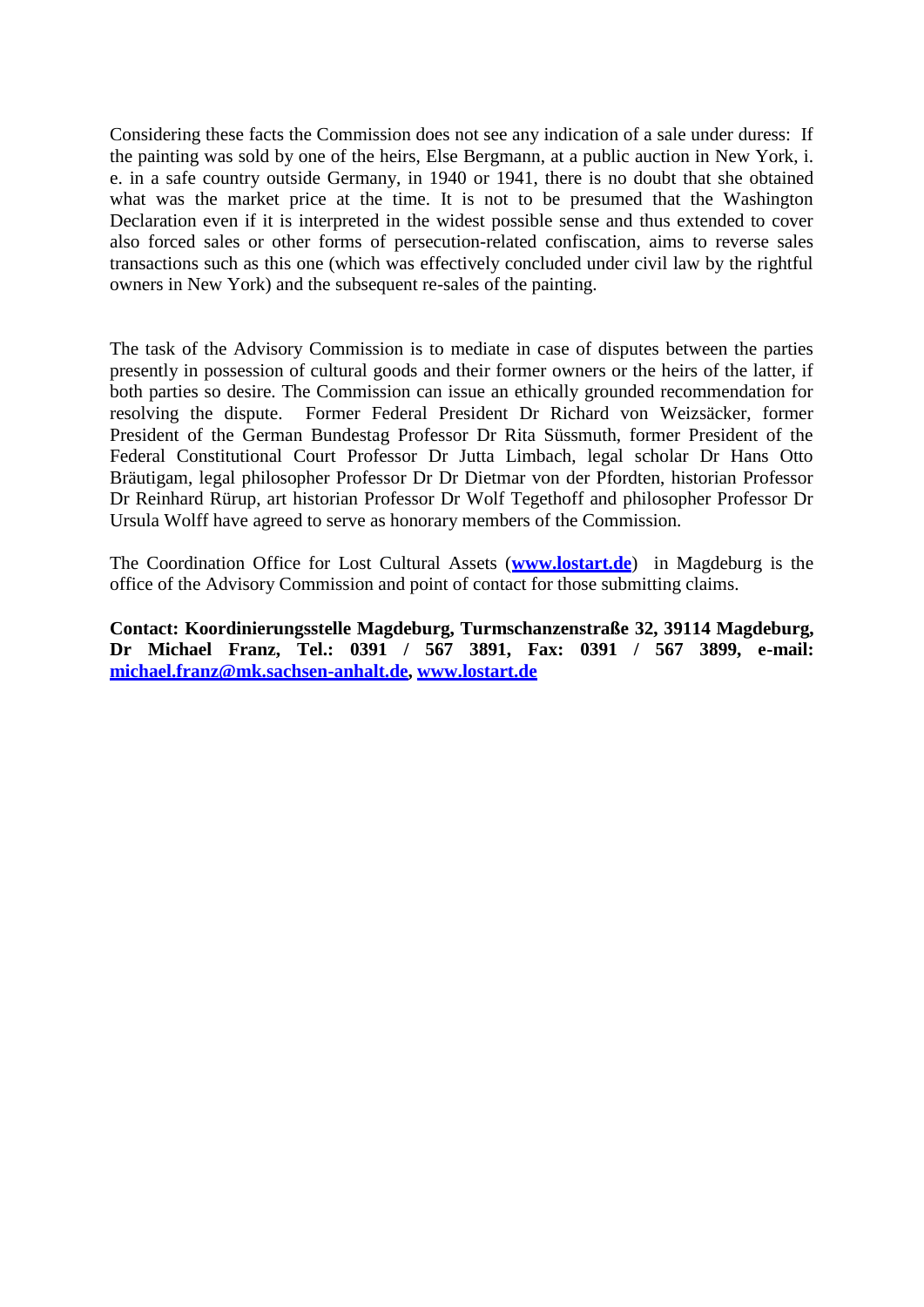Considering these facts the Commission does not see any indication of a sale under duress: If the painting was sold by one of the heirs, Else Bergmann, at a public auction in New York, i. e. in a safe country outside Germany, in 1940 or 1941, there is no doubt that she obtained what was the market price at the time. It is not to be presumed that the Washington Declaration even if it is interpreted in the widest possible sense and thus extended to cover also forced sales or other forms of persecution-related confiscation, aims to reverse sales transactions such as this one (which was effectively concluded under civil law by the rightful owners in New York) and the subsequent re-sales of the painting.

The task of the Advisory Commission is to mediate in case of disputes between the parties presently in possession of cultural goods and their former owners or the heirs of the latter, if both parties so desire. The Commission can issue an ethically grounded recommendation for resolving the dispute. Former Federal President Dr Richard von Weizsäcker, former President of the German Bundestag Professor Dr Rita Süssmuth, former President of the Federal Constitutional Court Professor Dr Jutta Limbach, legal scholar Dr Hans Otto Bräutigam, legal philosopher Professor Dr Dr Dietmar von der Pfordten, historian Professor Dr Reinhard Rürup, art historian Professor Dr Wolf Tegethoff and philosopher Professor Dr Ursula Wolff have agreed to serve as honorary members of the Commission.

The Coordination Office for Lost Cultural Assets (**www.lostart.de**) in Magdeburg is the office of the Advisory Commission and point of contact for those submitting claims.

**Contact: Koordinierungsstelle Magdeburg, Turmschanzenstraße 32, 39114 Magdeburg, Dr Michael Franz, Tel.: 0391 / 567 3891, Fax: 0391 / 567 3899, e-mail: michael.franz@mk.sachsen-anhalt.de, www.lostart.de**